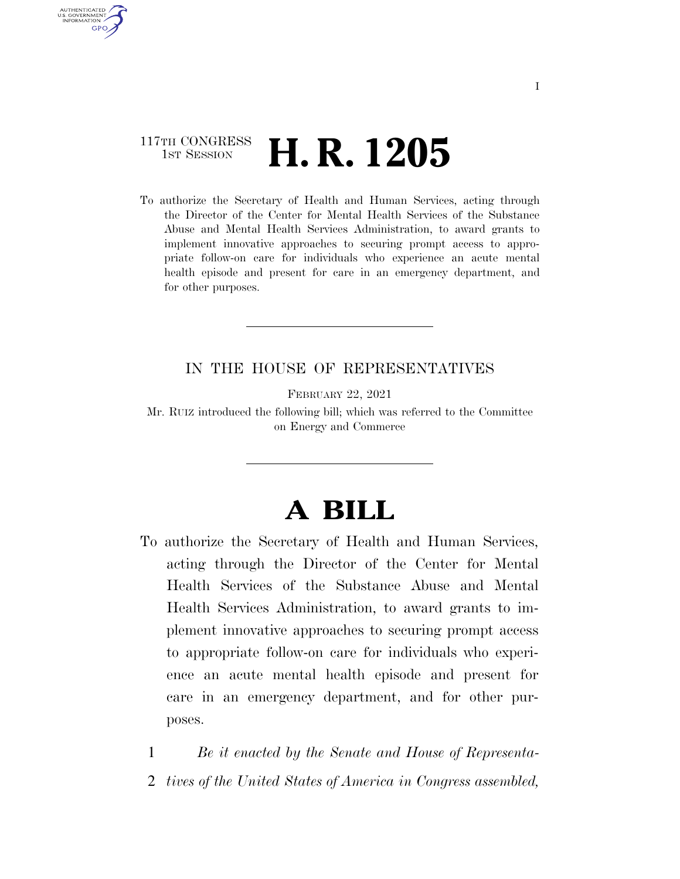117TH CONGRESS
1ST SESSION

# H. R. 1205

To authorize the Secretary of Health and Human Services, acting through the Director of the Center for Mental Health Services of the Substance Abuse and Mental Health Services Administration, to award grants to implement innovative approaches to securing prompt access to appropriate follow-on care for individuals who experience an acute mental health episode and present for care in an emergency department, and for other purposes.

---

IN THE HOUSE OF REPRESENTATIVES

FEBRUARY 22, 2021

Mr. RUIZ introduced the following bill; which was referred to the Committee on Energy and Commerce

---

# A BILL

To authorize the Secretary of Health and Human Services, acting through the Director of the Center for Mental Health Services of the Substance Abuse and Mental Health Services Administration, to award grants to implement innovative approaches to securing prompt access to appropriate follow-on care for individuals who experience an acute mental health episode and present for care in an emergency department, and for other purposes.

1 *Be it enacted by the Senate and House of Representa-*
2 *tives of the United States of America in Congress assembled,*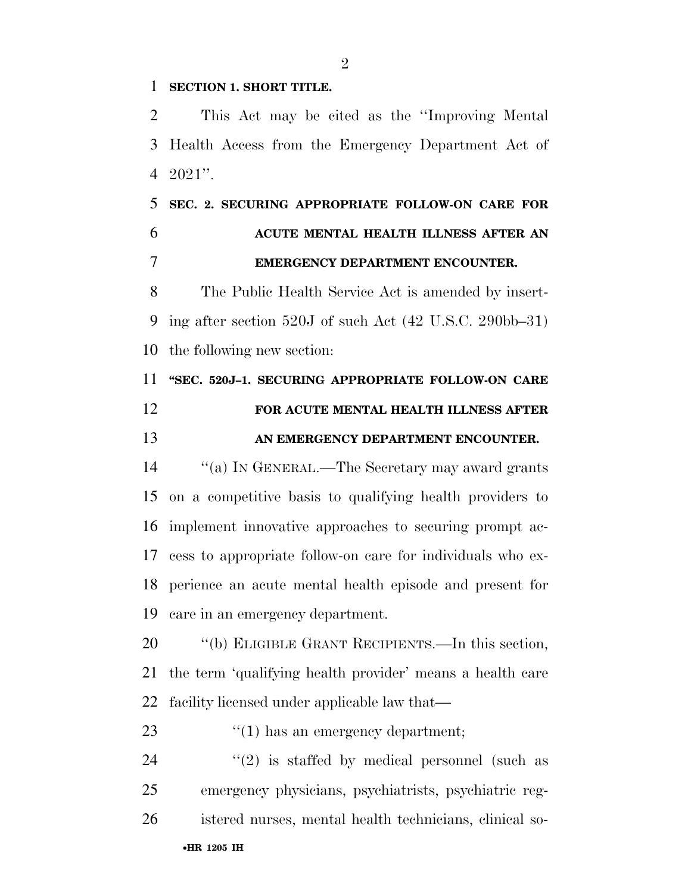**SECTION 1. SHORT TITLE.**

This Act may be cited as the ''Improving Mental Health Access from the Emergency Department Act of 2021''.

**SEC. 2. SECURING APPROPRIATE FOLLOW-ON CARE FOR ACUTE MENTAL HEALTH ILLNESS AFTER AN EMERGENCY DEPARTMENT ENCOUNTER.**

The Public Health Service Act is amended by inserting after section 520J of such Act (42 U.S.C. 290bb–31) the following new section:

**''SEC. 520J–1. SECURING APPROPRIATE FOLLOW-ON CARE FOR ACUTE MENTAL HEALTH ILLNESS AFTER AN EMERGENCY DEPARTMENT ENCOUNTER.**

''(a) IN GENERAL.—The Secretary may award grants on a competitive basis to qualifying health providers to implement innovative approaches to securing prompt access to appropriate follow-on care for individuals who experience an acute mental health episode and present for care in an emergency department.

''(b) ELIGIBLE GRANT RECIPIENTS.—In this section, the term 'qualifying health provider' means a health care facility licensed under applicable law that—

''(1) has an emergency department;

''(2) is staffed by medical personnel (such as emergency physicians, psychiatrists, psychiatric registered nurses, mental health technicians, clinical so-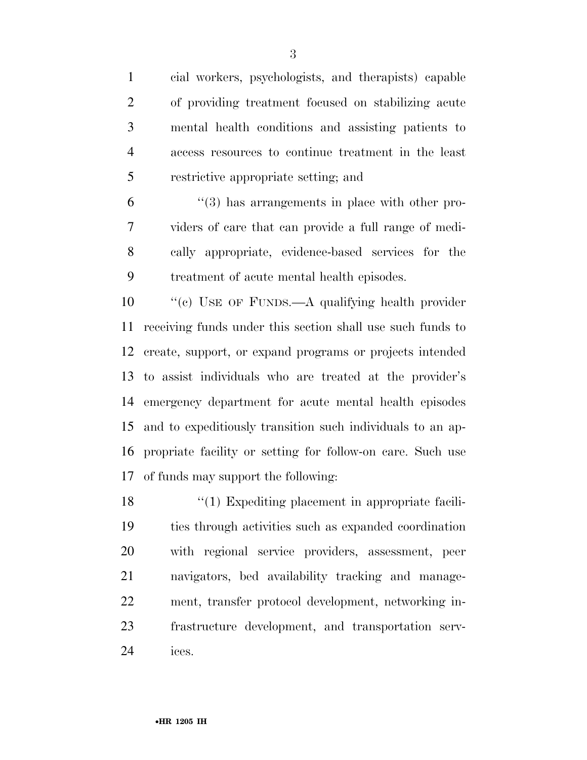cial workers, psychologists, and therapists) capable of providing treatment focused on stabilizing acute mental health conditions and assisting patients to access resources to continue treatment in the least restrictive appropriate setting; and

''(3) has arrangements in place with other providers of care that can provide a full range of medically appropriate, evidence-based services for the treatment of acute mental health episodes.

''(c) USE OF FUNDS.—A qualifying health provider receiving funds under this section shall use such funds to create, support, or expand programs or projects intended to assist individuals who are treated at the provider's emergency department for acute mental health episodes and to expeditiously transition such individuals to an appropriate facility or setting for follow-on care. Such use of funds may support the following:

''(1) Expediting placement in appropriate facilities through activities such as expanded coordination with regional service providers, assessment, peer navigators, bed availability tracking and management, transfer protocol development, networking infrastructure development, and transportation services.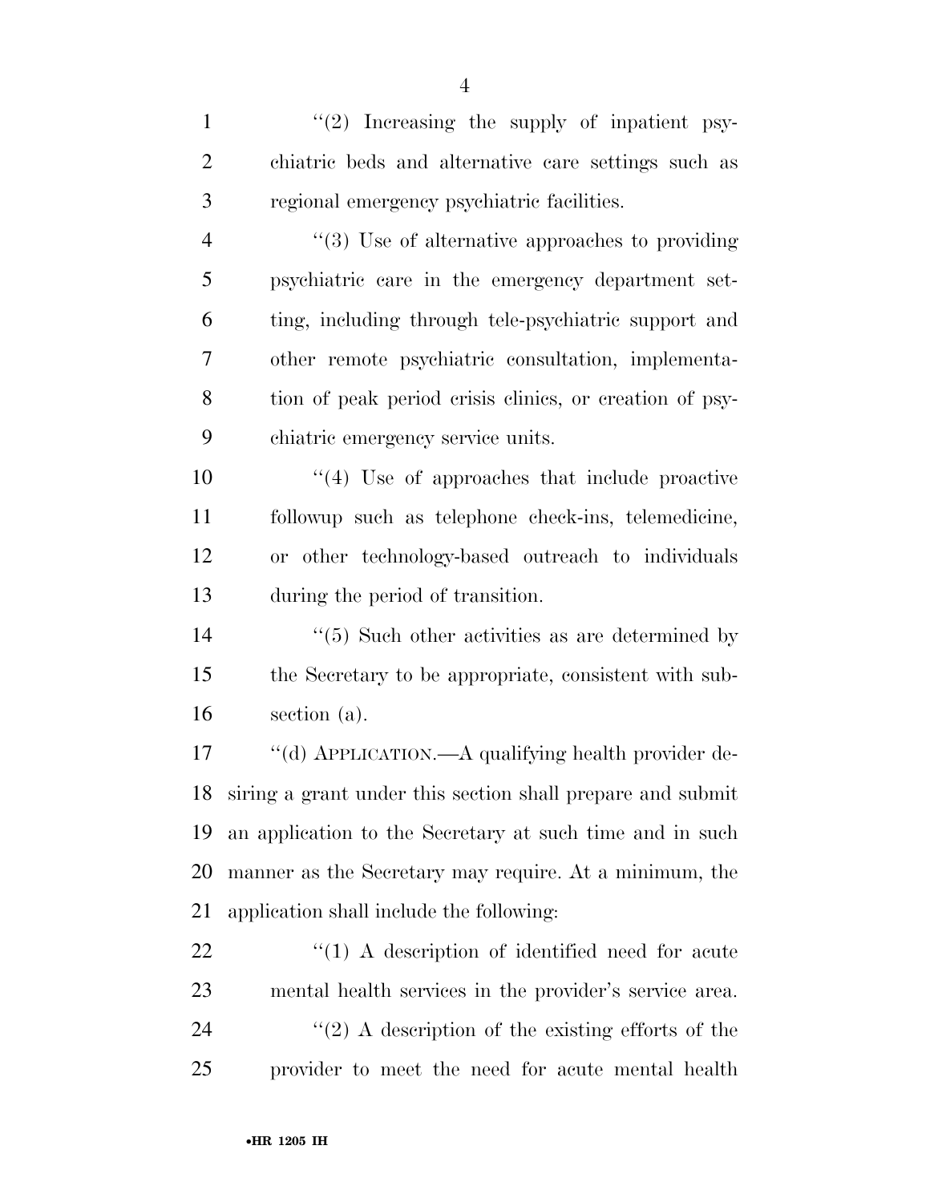"(2) Increasing the supply of inpatient psychiatric beds and alternative care settings such as regional emergency psychiatric facilities.

"(3) Use of alternative approaches to providing psychiatric care in the emergency department setting, including through tele-psychiatric support and other remote psychiatric consultation, implementation of peak period crisis clinics, or creation of psychiatric emergency service units.

"(4) Use of approaches that include proactive followup such as telephone check-ins, telemedicine, or other technology-based outreach to individuals during the period of transition.

"(5) Such other activities as are determined by the Secretary to be appropriate, consistent with subsection (a).

"(d) APPLICATION.—A qualifying health provider desiring a grant under this section shall prepare and submit an application to the Secretary at such time and in such manner as the Secretary may require. At a minimum, the application shall include the following:

"(1) A description of identified need for acute mental health services in the provider's service area.

"(2) A description of the existing efforts of the provider to meet the need for acute mental health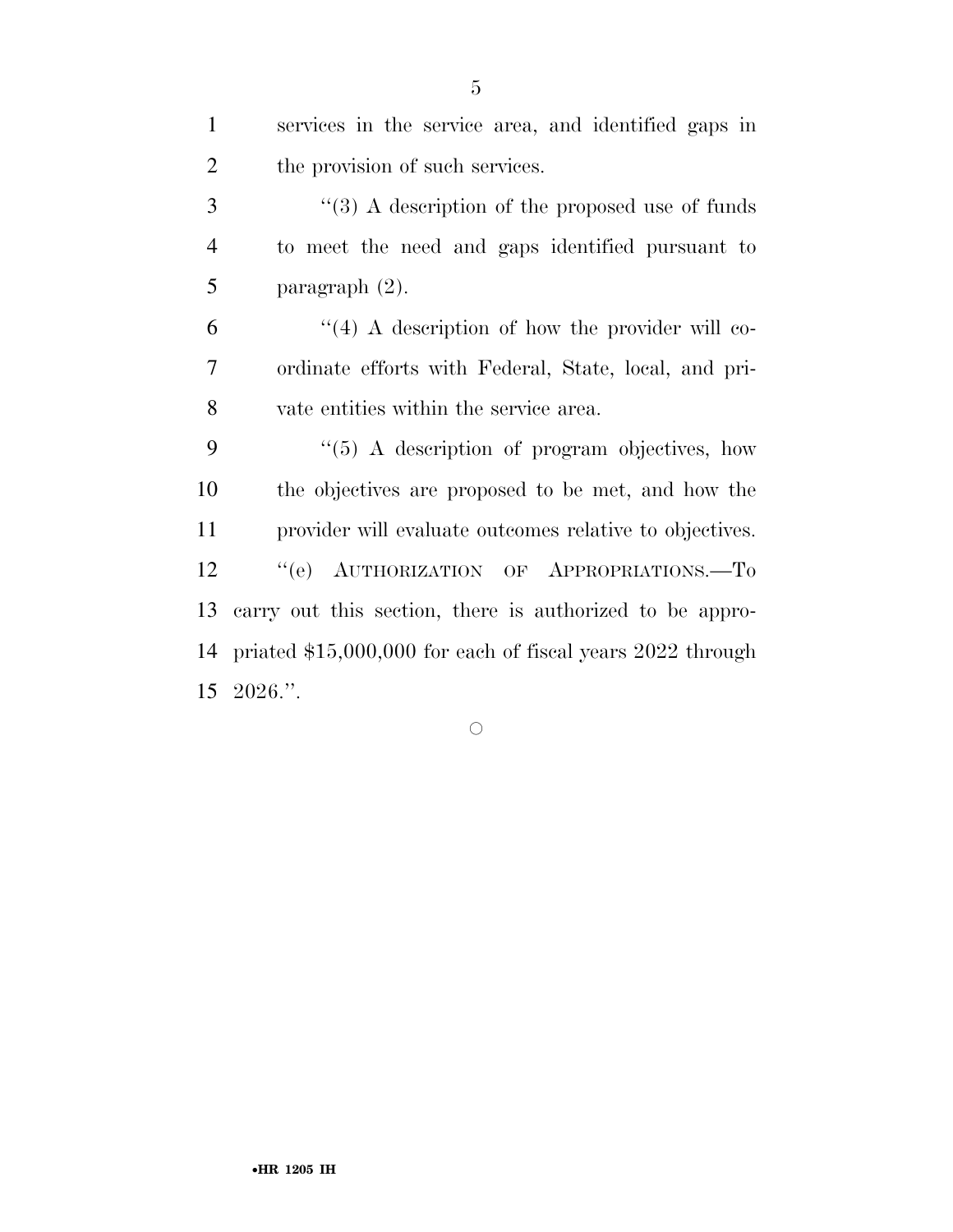services in the service area, and identified gaps in the provision of such services.

''(3) A description of the proposed use of funds to meet the need and gaps identified pursuant to paragraph (2).

''(4) A description of how the provider will coordinate efforts with Federal, State, local, and private entities within the service area.

''(5) A description of program objectives, how the objectives are proposed to be met, and how the provider will evaluate outcomes relative to objectives.

''(e) AUTHORIZATION OF APPROPRIATIONS.—To carry out this section, there is authorized to be appropriated $15,000,000 for each of fiscal years 2022 through 2026.''.

○